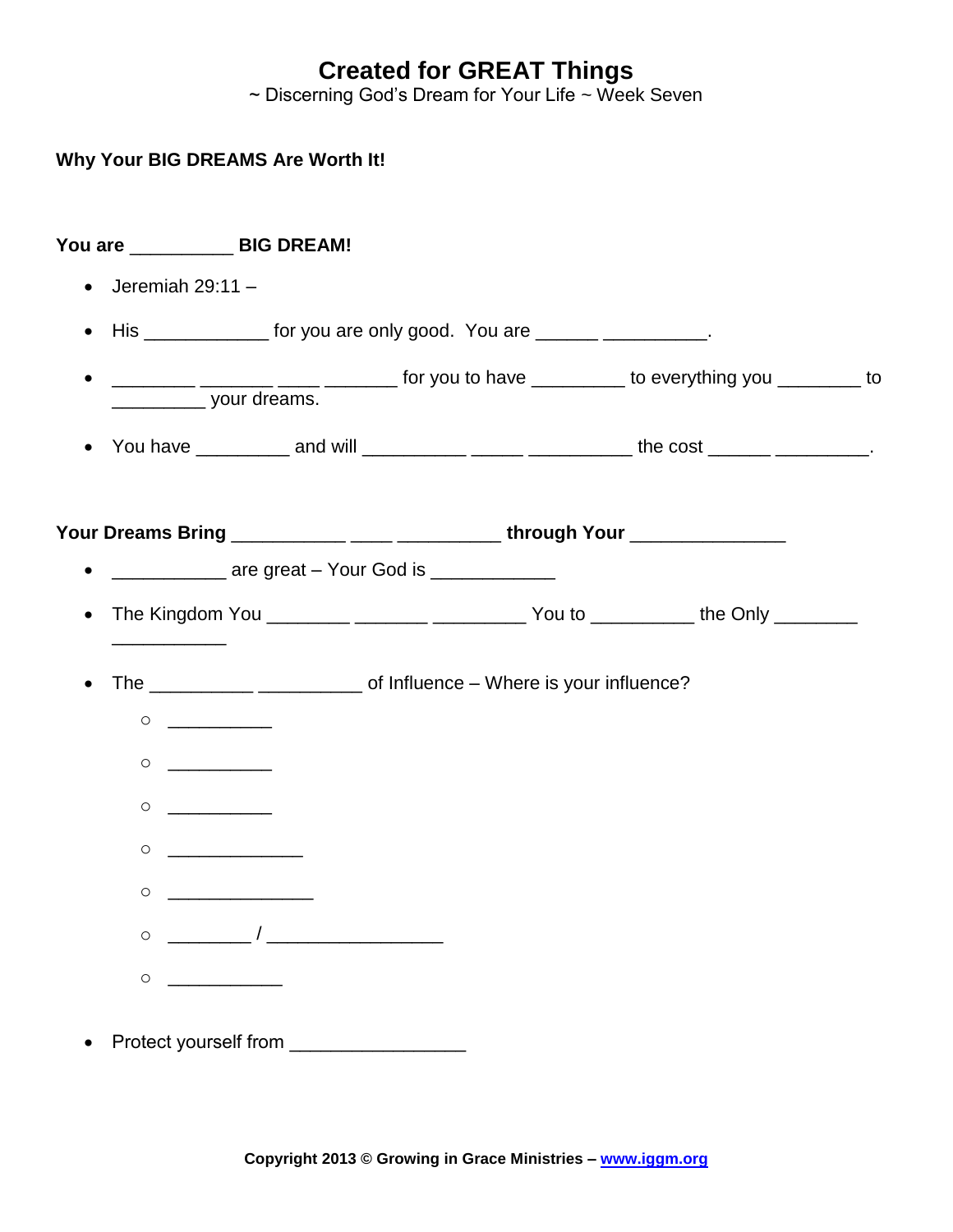# Created for GREAT Things

~ Discerning God's Dream for Your Life ~ Week Seven

**Why Your BIG DREAMS Are Worth It!**

**You are __________ BIG DREAM!**

- Jeremiah 29:11 –
- His ____________ for you are only good. You are ______ __________.
- ________ _______ ____ _______ for you to have _________ to everything you ________ to _________ your dreams.
- You have _________ and will __________ _____ __________ the cost ______ _________.

**Your Dreams Bring ___________ ____ __________ through Your ______________**

- ___________ are great – Your God is ____________
- The Kingdom You ________ _______ _________ You to __________ the Only ________ ___________
- The __________ __________ of Influence – Where is your influence?
  - __________
  - __________
  - __________
  - _____________
  - ______________
  - ________ / _________________
  - ___________
- Protect yourself from _________________

**Copyright 2013 © Growing in Grace Ministries – [www.iggm.org](http://www.iggm.org)**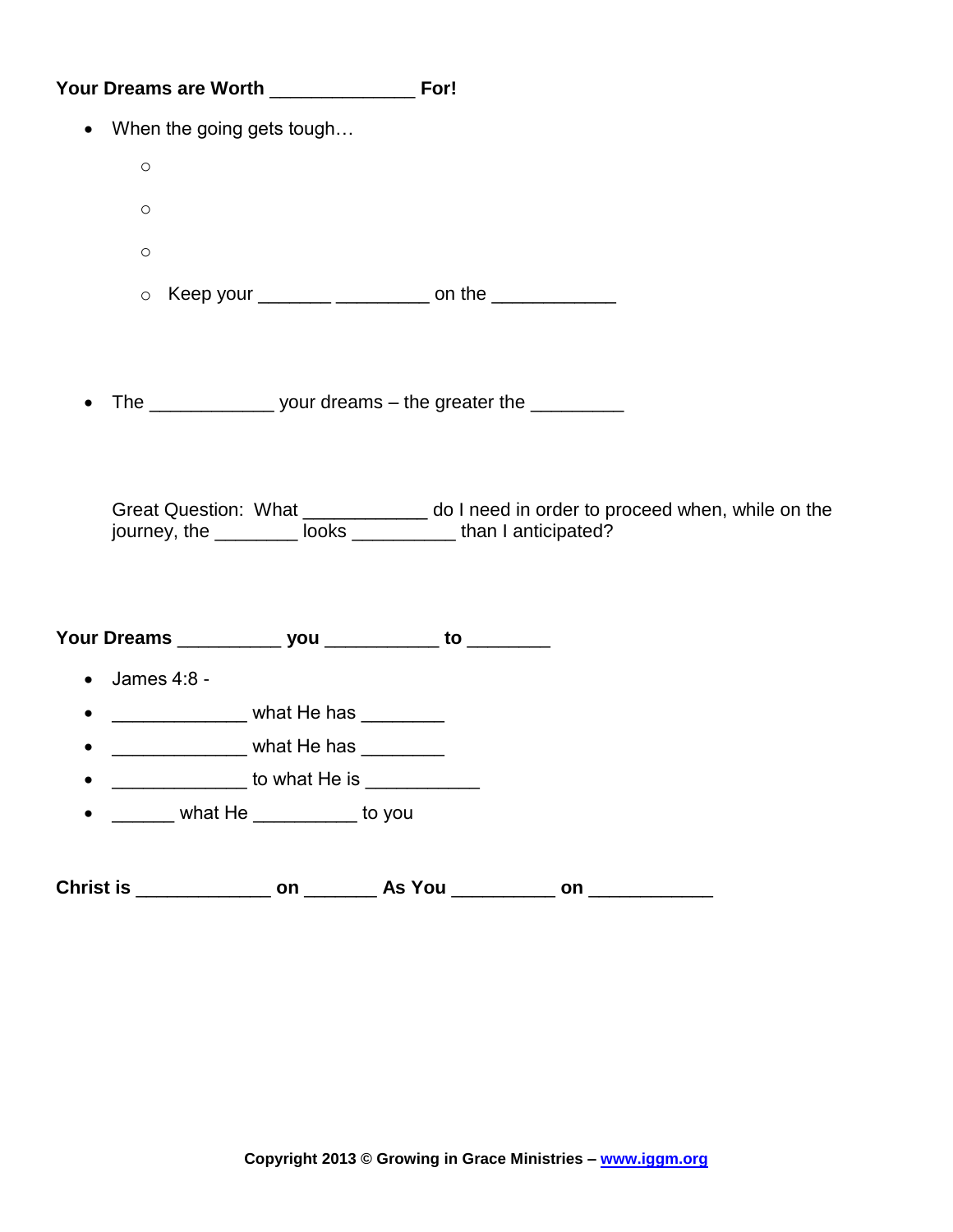**Your Dreams are Worth _____________ For!**

- When the going gets tough…
  - 
  - 
  - 
  - Keep your _______ _________ on the ____________

- The ____________ your dreams – the greater the _________

Great Question: What ____________ do I need in order to proceed when, while on the journey, the ________ looks __________ than I anticipated?

**Your Dreams __________ you ___________ to ________**

- James 4:8 -
- _____________ what He has ________
- _____________ what He has ________
- _____________ to what He is ___________
- ______ what He __________ to you

**Christ is _____________ on _______ As You __________ on ____________**

**Copyright 2013 © Growing in Grace Ministries – [www.iggm.org](http://www.iggm.org)**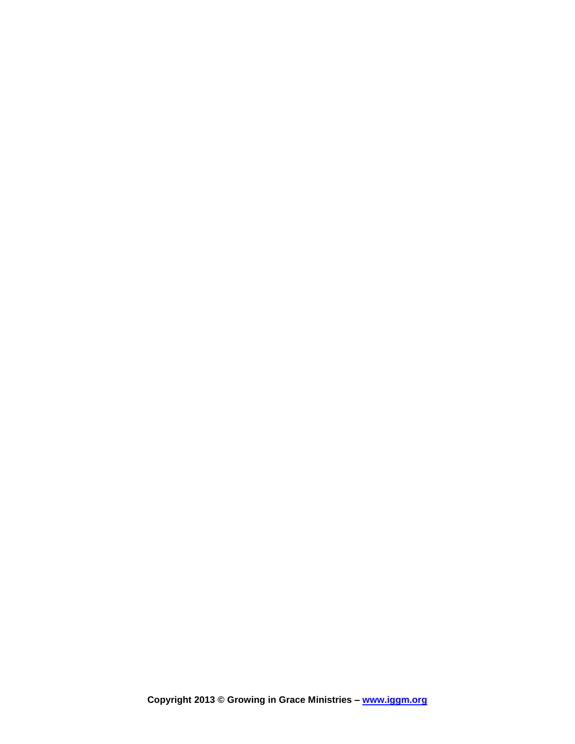**Copyright 2013 © Growing in Grace Ministries – [www.iggm.org](http://www.iggm.org)**